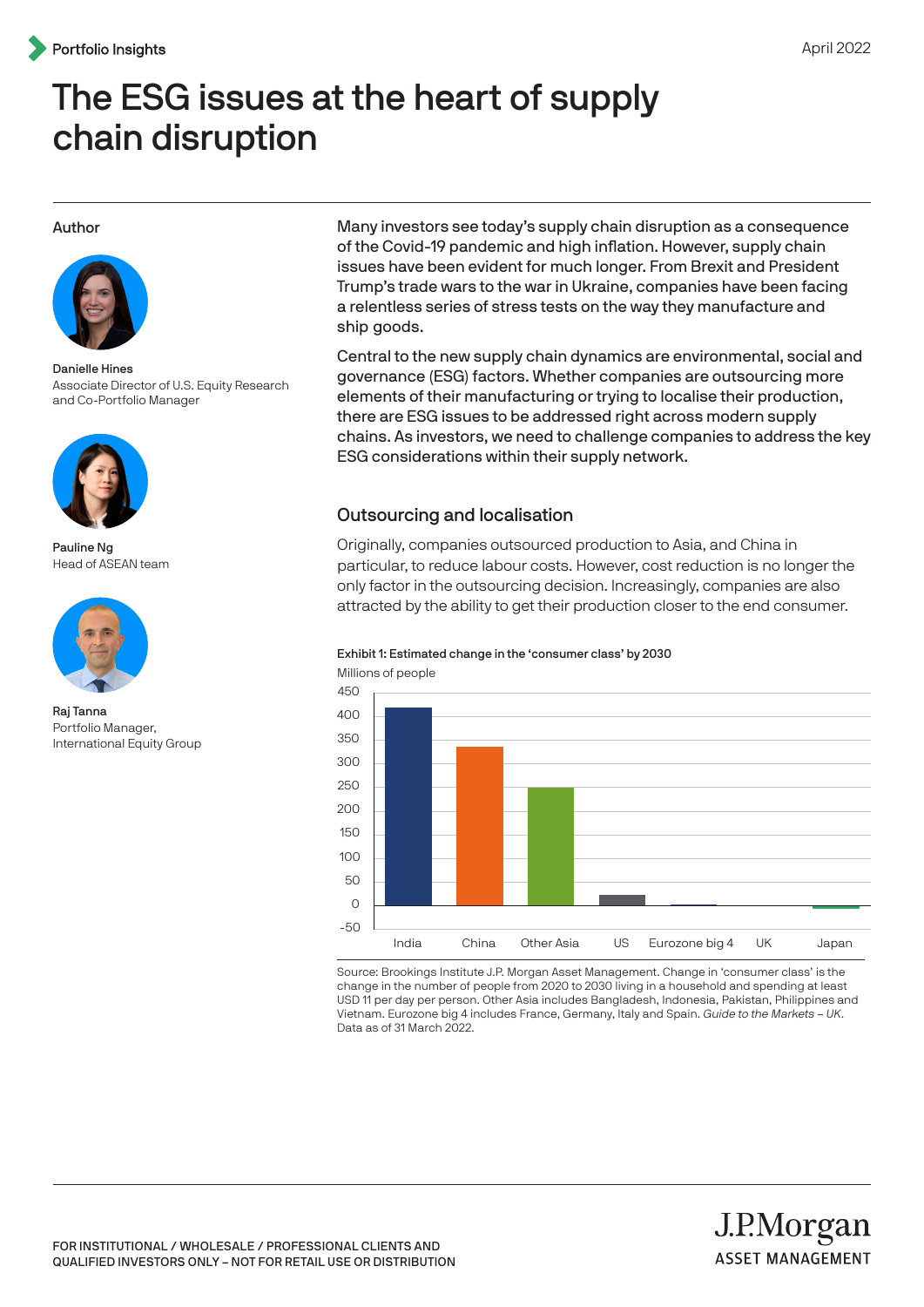Portfolio Insights

April 2022

# The ESG issues at the heart of supply chain disruption

**Author**

**Danielle Hines**
Associate Director of U.S. Equity Research and Co-Portfolio Manager

**Pauline Ng**
Head of ASEAN team

**Raj Tanna**
Portfolio Manager, International Equity Group

Many investors see today's supply chain disruption as a consequence of the Covid-19 pandemic and high inflation. However, supply chain issues have been evident for much longer. From Brexit and President Trump's trade wars to the war in Ukraine, companies have been facing a relentless series of stress tests on the way they manufacture and ship goods.

Central to the new supply chain dynamics are environmental, social and governance (ESG) factors. Whether companies are outsourcing more elements of their manufacturing or trying to localise their production, there are ESG issues to be addressed right across modern supply chains. As investors, we need to challenge companies to address the key ESG considerations within their supply network.

## Outsourcing and localisation

Originally, companies outsourced production to Asia, and China in particular, to reduce labour costs. However, cost reduction is no longer the only factor in the outsourcing decision. Increasingly, companies are also attracted by the ability to get their production closer to the end consumer.

**Exhibit 1: Estimated change in the 'consumer class' by 2030**

Millions of people

| Region | Approx. change (millions) |
|---|---|
| India | ~420 |
| China | ~335 |
| Other Asia | ~250 |
| US | ~22 |
| Eurozone big 4 | ~2 |
| UK | ~0 |
| Japan | ~-5 |

Source: Brookings Institute J.P. Morgan Asset Management. Change in 'consumer class' is the change in the number of people from 2020 to 2030 living in a household and spending at least USD 11 per day per person. Other Asia includes Bangladesh, Indonesia, Pakistan, Philippines and Vietnam. Eurozone big 4 includes France, Germany, Italy and Spain. *Guide to the Markets – UK*. Data as of 31 March 2022.

FOR INSTITUTIONAL / WHOLESALE / PROFESSIONAL CLIENTS AND QUALIFIED INVESTORS ONLY – NOT FOR RETAIL USE OR DISTRIBUTION

J.P.Morgan ASSET MANAGEMENT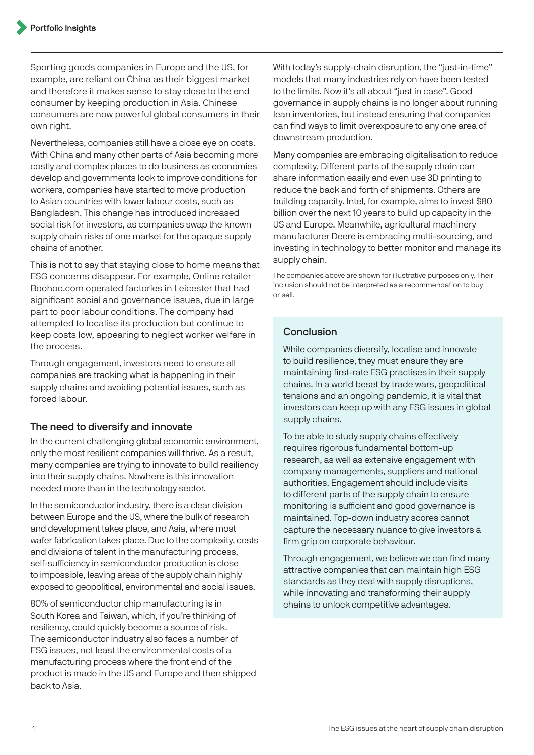Sporting goods companies in Europe and the US, for example, are reliant on China as their biggest market and therefore it makes sense to stay close to the end consumer by keeping production in Asia. Chinese consumers are now powerful global consumers in their own right.

Nevertheless, companies still have a close eye on costs. With China and many other parts of Asia becoming more costly and complex places to do business as economies develop and governments look to improve conditions for workers, companies have started to move production to Asian countries with lower labour costs, such as Bangladesh. This change has introduced increased social risk for investors, as companies swap the known supply chain risks of one market for the opaque supply chains of another.

This is not to say that staying close to home means that ESG concerns disappear. For example, Online retailer Boohoo.com operated factories in Leicester that had significant social and governance issues, due in large part to poor labour conditions. The company had attempted to localise its production but continue to keep costs low, appearing to neglect worker welfare in the process.

Through engagement, investors need to ensure all companies are tracking what is happening in their supply chains and avoiding potential issues, such as forced labour.

## The need to diversify and innovate

In the current challenging global economic environment, only the most resilient companies will thrive. As a result, many companies are trying to innovate to build resiliency into their supply chains. Nowhere is this innovation needed more than in the technology sector.

In the semiconductor industry, there is a clear division between Europe and the US, where the bulk of research and development takes place, and Asia, where most wafer fabrication takes place. Due to the complexity, costs and divisions of talent in the manufacturing process, self-sufficiency in semiconductor production is close to impossible, leaving areas of the supply chain highly exposed to geopolitical, environmental and social issues.

80% of semiconductor chip manufacturing is in South Korea and Taiwan, which, if you're thinking of resiliency, could quickly become a source of risk. The semiconductor industry also faces a number of ESG issues, not least the environmental costs of a manufacturing process where the front end of the product is made in the US and Europe and then shipped back to Asia.

With today's supply-chain disruption, the "just-in-time" models that many industries rely on have been tested to the limits. Now it's all about "just in case". Good governance in supply chains is no longer about running lean inventories, but instead ensuring that companies can find ways to limit overexposure to any one area of downstream production.

Many companies are embracing digitalisation to reduce complexity. Different parts of the supply chain can share information easily and even use 3D printing to reduce the back and forth of shipments. Others are building capacity. Intel, for example, aims to invest $80 billion over the next 10 years to build up capacity in the US and Europe. Meanwhile, agricultural machinery manufacturer Deere is embracing multi-sourcing, and investing in technology to better monitor and manage its supply chain.

The companies above are shown for illustrative purposes only. Their inclusion should not be interpreted as a recommendation to buy or sell.

## Conclusion

While companies diversify, localise and innovate to build resilience, they must ensure they are maintaining first-rate ESG practises in their supply chains. In a world beset by trade wars, geopolitical tensions and an ongoing pandemic, it is vital that investors can keep up with any ESG issues in global supply chains.

To be able to study supply chains effectively requires rigorous fundamental bottom-up research, as well as extensive engagement with company managements, suppliers and national authorities. Engagement should include visits to different parts of the supply chain to ensure monitoring is sufficient and good governance is maintained. Top-down industry scores cannot capture the necessary nuance to give investors a firm grip on corporate behaviour.

Through engagement, we believe we can find many attractive companies that can maintain high ESG standards as they deal with supply disruptions, while innovating and transforming their supply chains to unlock competitive advantages.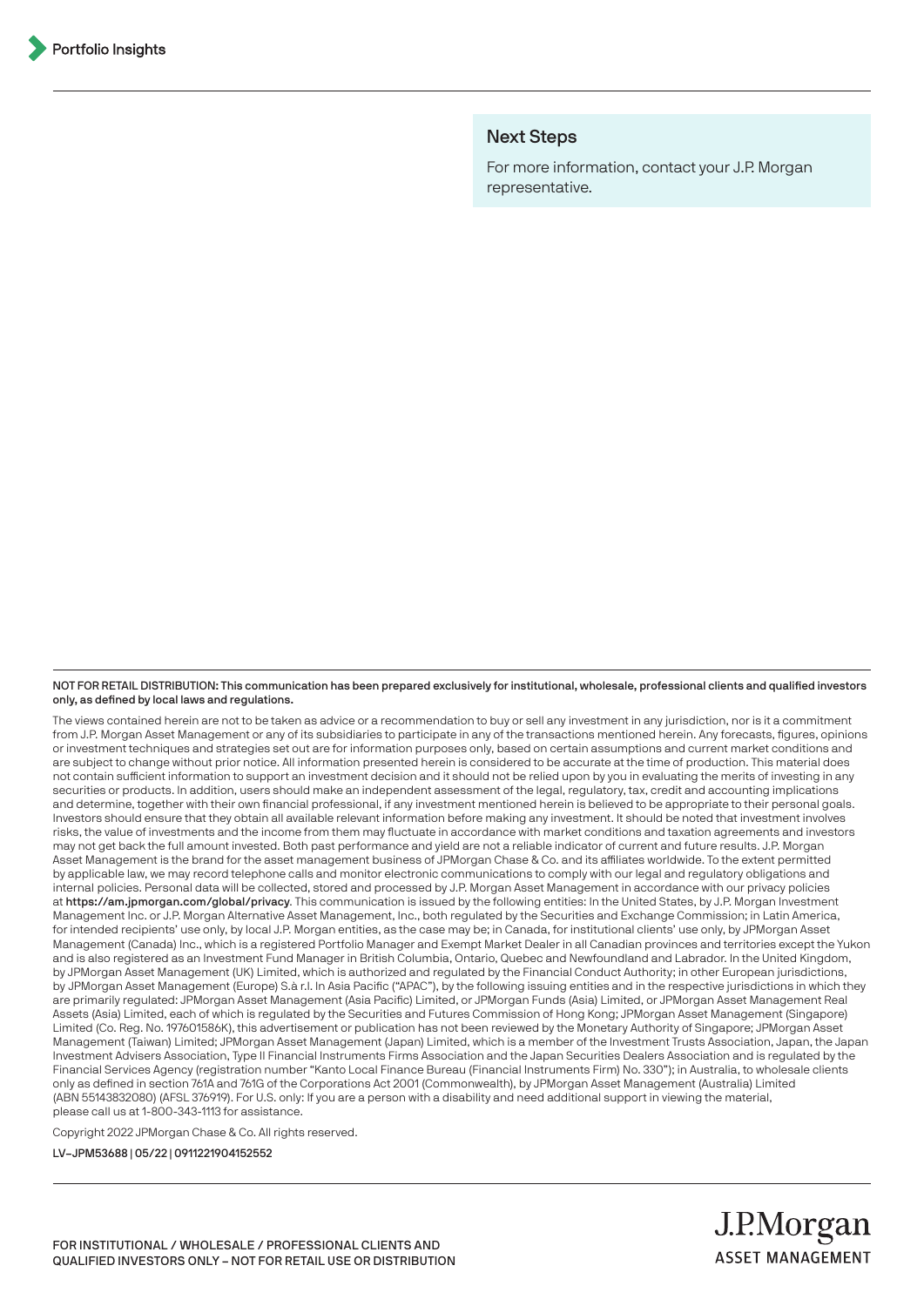## Next Steps

For more information, contact your J.P. Morgan representative.

**NOT FOR RETAIL DISTRIBUTION: This communication has been prepared exclusively for institutional, wholesale, professional clients and qualified investors only, as defined by local laws and regulations.**

The views contained herein are not to be taken as advice or a recommendation to buy or sell any investment in any jurisdiction, nor is it a commitment from J.P. Morgan Asset Management or any of its subsidiaries to participate in any of the transactions mentioned herein. Any forecasts, figures, opinions or investment techniques and strategies set out are for information purposes only, based on certain assumptions and current market conditions and are subject to change without prior notice. All information presented herein is considered to be accurate at the time of production. This material does not contain sufficient information to support an investment decision and it should not be relied upon by you in evaluating the merits of investing in any securities or products. In addition, users should make an independent assessment of the legal, regulatory, tax, credit and accounting implications and determine, together with their own financial professional, if any investment mentioned herein is believed to be appropriate to their personal goals. Investors should ensure that they obtain all available relevant information before making any investment. It should be noted that investment involves risks, the value of investments and the income from them may fluctuate in accordance with market conditions and taxation agreements and investors may not get back the full amount invested. Both past performance and yield are not a reliable indicator of current and future results. J.P. Morgan Asset Management is the brand for the asset management business of JPMorgan Chase & Co. and its affiliates worldwide. To the extent permitted by applicable law, we may record telephone calls and monitor electronic communications to comply with our legal and regulatory obligations and internal policies. Personal data will be collected, stored and processed by J.P. Morgan Asset Management in accordance with our privacy policies at **https://am.jpmorgan.com/global/privacy**. This communication is issued by the following entities: In the United States, by J.P. Morgan Investment Management Inc. or J.P. Morgan Alternative Asset Management, Inc., both regulated by the Securities and Exchange Commission; in Latin America, for intended recipients' use only, by local J.P. Morgan entities, as the case may be; in Canada, for institutional clients' use only, by JPMorgan Asset Management (Canada) Inc., which is a registered Portfolio Manager and Exempt Market Dealer in all Canadian provinces and territories except the Yukon and is also registered as an Investment Fund Manager in British Columbia, Ontario, Quebec and Newfoundland and Labrador. In the United Kingdom, by JPMorgan Asset Management (UK) Limited, which is authorized and regulated by the Financial Conduct Authority; in other European jurisdictions, by JPMorgan Asset Management (Europe) S.à r.l. In Asia Pacific ("APAC"), by the following issuing entities and in the respective jurisdictions in which they are primarily regulated: JPMorgan Asset Management (Asia Pacific) Limited, or JPMorgan Funds (Asia) Limited, or JPMorgan Asset Management Real Assets (Asia) Limited, each of which is regulated by the Securities and Futures Commission of Hong Kong; JPMorgan Asset Management (Singapore) Limited (Co. Reg. No. 197601586K), this advertisement or publication has not been reviewed by the Monetary Authority of Singapore; JPMorgan Asset Management (Taiwan) Limited; JPMorgan Asset Management (Japan) Limited, which is a member of the Investment Trusts Association, Japan, the Japan Investment Advisers Association, Type II Financial Instruments Firms Association and the Japan Securities Dealers Association and is regulated by the Financial Services Agency (registration number "Kanto Local Finance Bureau (Financial Instruments Firm) No. 330"); in Australia, to wholesale clients only as defined in section 761A and 761G of the Corporations Act 2001 (Commonwealth), by JPMorgan Asset Management (Australia) Limited (ABN 55143832080) (AFSL 376919). For U.S. only: If you are a person with a disability and need additional support in viewing the material, please call us at 1-800-343-1113 for assistance.

Copyright 2022 JPMorgan Chase & Co. All rights reserved.

**LV–JPM53688 | 05/22 | 0911221904152552**

J.P.Morgan
ASSET MANAGEMENT